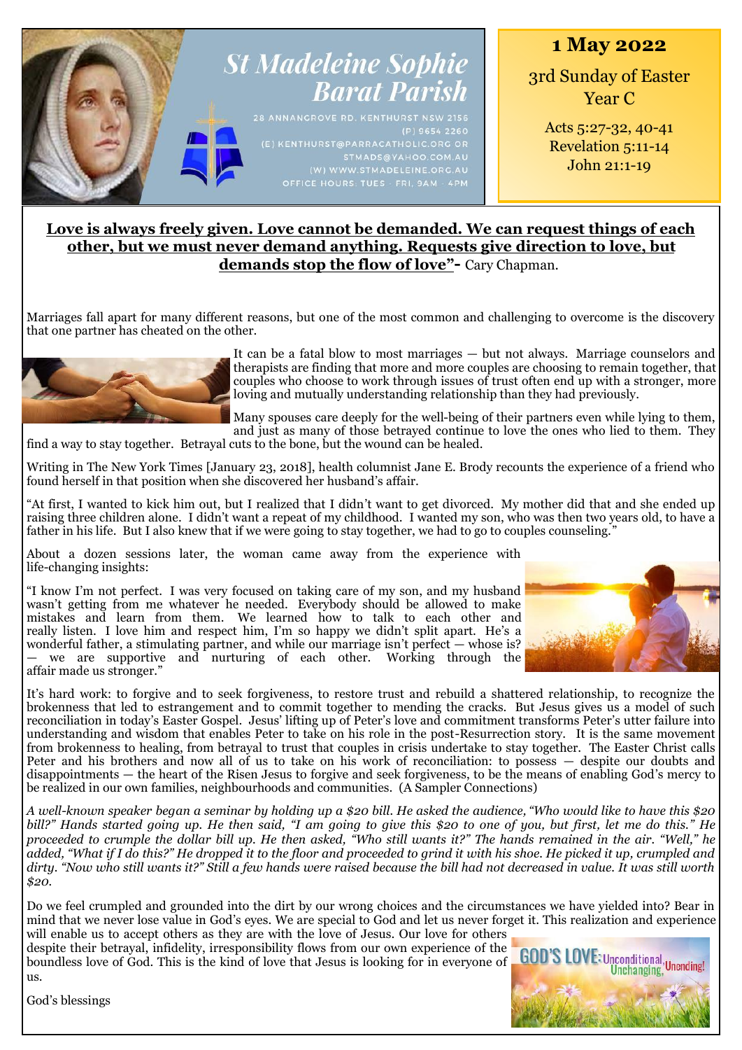# St Madeleine Sophie Barat Parish

28 ANNANGROVE RD. KENTHURST NSW 2156
(P) 9654 2260
(E) KENTHURST@PARRACATHOLIC.ORG OR STMADS@YAHOO.COM.AU
(W) WWW.STMADELEINE.ORG.AU
OFFICE HOURS: TUES - FRI, 9AM - 4PM

**1 May 2022**

3rd Sunday of Easter
Year C

Acts 5:27-32, 40-41
Revelation 5:11-14
John 21:1-19

**Love is always freely given. Love cannot be demanded. We can request things of each other, but we must never demand anything. Requests give direction to love, but demands stop the flow of love"-** Cary Chapman.

Marriages fall apart for many different reasons, but one of the most common and challenging to overcome is the discovery that one partner has cheated on the other.

It can be a fatal blow to most marriages — but not always. Marriage counselors and therapists are finding that more and more couples are choosing to remain together, that couples who choose to work through issues of trust often end up with a stronger, more loving and mutually understanding relationship than they had previously.

Many spouses care deeply for the well-being of their partners even while lying to them, and just as many of those betrayed continue to love the ones who lied to them. They find a way to stay together. Betrayal cuts to the bone, but the wound can be healed.

Writing in The New York Times [January 23, 2018], health columnist Jane E. Brody recounts the experience of a friend who found herself in that position when she discovered her husband's affair.

"At first, I wanted to kick him out, but I realized that I didn't want to get divorced. My mother did that and she ended up raising three children alone. I didn't want a repeat of my childhood. I wanted my son, who was then two years old, to have a father in his life. But I also knew that if we were going to stay together, we had to go to couples counseling."

About a dozen sessions later, the woman came away from the experience with life-changing insights:

"I know I'm not perfect. I was very focused on taking care of my son, and my husband wasn't getting from me whatever he needed. Everybody should be allowed to make mistakes and learn from them. We learned how to talk to each other and really listen. I love him and respect him, I'm so happy we didn't split apart. He's a wonderful father, a stimulating partner, and while our marriage isn't perfect — whose is? — we are supportive and nurturing of each other. Working through the affair made us stronger."

It's hard work: to forgive and to seek forgiveness, to restore trust and rebuild a shattered relationship, to recognize the brokenness that led to estrangement and to commit together to mending the cracks. But Jesus gives us a model of such reconciliation in today's Easter Gospel. Jesus' lifting up of Peter's love and commitment transforms Peter's utter failure into understanding and wisdom that enables Peter to take on his role in the post-Resurrection story. It is the same movement from brokenness to healing, from betrayal to trust that couples in crisis undertake to stay together. The Easter Christ calls Peter and his brothers and now all of us to take on his work of reconciliation: to possess — despite our doubts and disappointments — the heart of the Risen Jesus to forgive and seek forgiveness, to be the means of enabling God's mercy to be realized in our own families, neighbourhoods and communities. (A Sampler Connections)

*A well-known speaker began a seminar by holding up a $20 bill. He asked the audience, "Who would like to have this $20 bill?" Hands started going up. He then said, "I am going to give this $20 to one of you, but first, let me do this." He proceeded to crumple the dollar bill up. He then asked, "Who still wants it?" The hands remained in the air. "Well," he added, "What if I do this?" He dropped it to the floor and proceeded to grind it with his shoe. He picked it up, crumpled and dirty. "Now who still wants it?" Still a few hands were raised because the bill had not decreased in value. It was still worth $20.*

Do we feel crumpled and grounded into the dirt by our wrong choices and the circumstances we have yielded into? Bear in mind that we never lose value in God's eyes. We are special to God and let us never forget it. This realization and experience will enable us to accept others as they are with the love of Jesus. Our love for others despite their betrayal, infidelity, irresponsibility flows from our own experience of the boundless love of God. This is the kind of love that Jesus is looking for in everyone of us.

God's blessings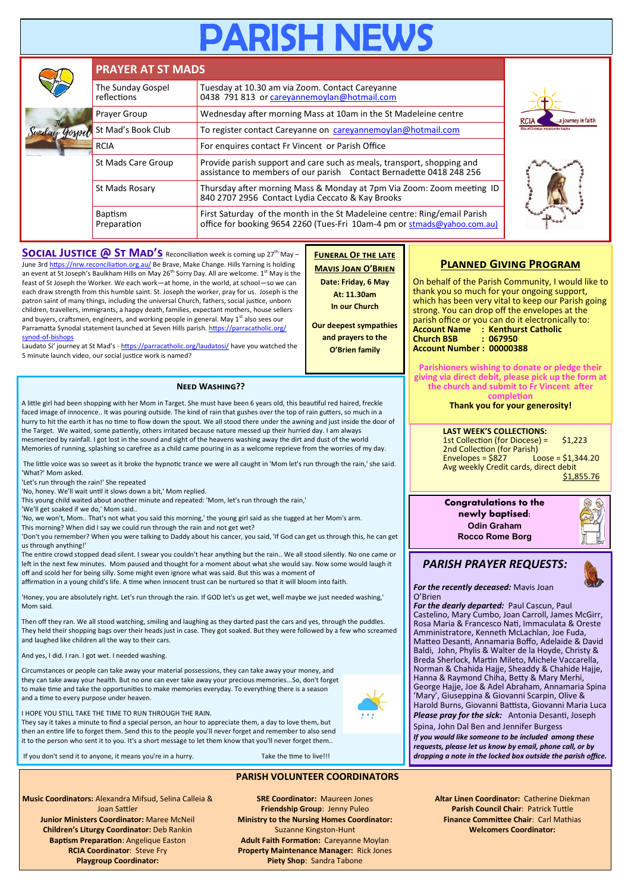# PARISH NEWS

## PRAYER AT ST MADS

| | |
|---|---|
| The Sunday Gospel reflections | Tuesday at 10.30 am via Zoom. Contact Careyanne 0438 791 813 or careyannemoylan@hotmail.com |
| Prayer Group | Wednesday after morning Mass at 10am in the St Madeleine centre |
| St Mad's Book Club | To register contact Careyanne on careyannemoylan@hotmail.com |
| RCIA | For enquires contact Fr Vincent or Parish Office |
| St Mads Care Group | Provide parish support and care such as meals, transport, shopping and assistance to members of our parish Contact Bernadette 0418 248 256 |
| St Mads Rosary | Thursday after morning Mass & Monday at 7pm Via Zoom: Zoom meeting ID 840 2707 2956 Contact Lydia Ceccato & Kay Brooks |
| Baptism Preparation | First Saturday of the month in the St Madeleine centre: Ring/email Parish office for booking 9654 2260 (Tues-Fri 10am-4 pm or stmads@yahoo.com.au) |

**SOCIAL JUSTICE @ ST MAD'S** Reconciliation week is coming up 27th May – June 3rd https://nrw.reconciliation.org.au/ Be Brave, Make Change. Hills Yarning is holding an event at St Joseph's Baulkham Hills on May 26th Sorry Day. All are welcome. 1st May is the feast of St Joseph the Worker. We each work—at home, in the world, at school—so we can each draw strength from this humble saint. St. Joseph the worker, pray for us. Joseph is the patron saint of many things, including the universal Church, fathers, social justice, unborn children, travellers, immigrants, a happy death, families, expectant mothers, house sellers and buyers, craftsmen, engineers, and working people in general. May 1st also sees our Parramatta Synodal statement launched at Seven Hills parish. https://parracatholic.org/synod-of-bishops

Laudato Si' journey at St Mad's - https://parracatholic.org/laudatosi/ have you watched the 5 minute launch video, our social justice work is named?

**FUNERAL OF THE LATE MAVIS JOAN O'BRIEN**

**Date: Friday, 6 May**
**At: 11.30am**
**In our Church**

**Our deepest sympathies and prayers to the O'Brien family**

### NEED WASHING??

A little girl had been shopping with her Mom in Target. She must have been 6 years old, this beautiful red haired, freckle faced image of innocence.. It was pouring outside. The kind of rain that gushes over the top of rain gutters, so much in a hurry to hit the earth it has no time to flow down the spout. We all stood there under the awning and just inside the door of the Target. We waited, some patiently, others irritated because nature messed up their hurried day. I am always mesmerized by rainfall. I got lost in the sound and sight of the heavens washing away the dirt and dust of the world Memories of running, splashing so carefree as a child came pouring in as a welcome reprieve from the worries of my day.

The little voice was so sweet as it broke the hypnotic trance we were all caught in 'Mom let's run through the rain,' she said.
'What?' Mom asked.
'Let's run through the rain!' She repeated
'No, honey. We'll wait until it slows down a bit,' Mom replied.
This young child waited about another minute and repeated: 'Mom, let's run through the rain,'
'We'll get soaked if we do,' Mom said..
'No, we won't, Mom.. That's not what you said this morning,' the young girl said as she tugged at her Mom's arm.
This morning? When did I say we could run through the rain and not get wet?
'Don't you remember? When you were talking to Daddy about his cancer, you said, 'If God can get us through this, he can get us through anything!'
The entire crowd stopped dead silent. I swear you couldn't hear anything but the rain.. We all stood silently. No one came or left in the next few minutes. Mom paused and thought for a moment about what she would say. Now some would laugh it off and scold her for being silly. Some might even ignore what was said. But this was a moment of affirmation in a young child's life. A time when innocent trust can be nurtured so that it will bloom into faith.

'Honey, you are absolutely right. Let's run through the rain. If GOD let's us get wet, well maybe we just needed washing,' Mom said.

Then off they ran. We all stood watching, smiling and laughing as they darted past the cars and yes, through the puddles. They held their shopping bags over their heads just in case. They got soaked. But they were followed by a few who screamed and laughed like children all the way to their cars.

And yes, I did. I ran. I got wet. I needed washing.

Circumstances or people can take away your material possessions, they can take away your money, and they can take away your health. But no one can ever take away your precious memories...So, don't forget to make time and take the opportunities to make memories everyday. To everything there is a season and a time to every purpose under heaven.

I HOPE YOU STILL TAKE THE TIME TO RUN THROUGH THE RAIN.
They say it takes a minute to find a special person, an hour to appreciate them, a day to love them, but then an entire life to forget them. Send this to the people you'll never forget and remember to also send it to the person who sent it to you. It's a short message to let them know that you'll never forget them..

If you don't send it to anyone, it means you're in a hurry. Take the time to live!!!

### PLANNED GIVING PROGRAM

On behalf of the Parish Community, I would like to thank you so much for your ongoing support, which has been very vital to keep our Parish going strong. You can drop off the envelopes at the parish office or you can do it electronically to:
**Account Name : Kenthurst Catholic**
**Church BSB : 067950**
**Account Number : 00000388**

**Parishioners wishing to donate or pledge their giving via direct debit, please pick up the form at the church and submit to Fr Vincent after completion**

**Thank you for your generosity!**

**LAST WEEK'S COLLECTIONS:**
1st Collection (for Diocese) = $1,223
2nd Collection (for Parish)
Envelopes = $827 Loose = $1,344.20
Avg weekly Credit cards, direct debit $1,855.76

**Congratulations to the newly baptised:**
**Odin Graham**
**Rocco Rome Borg**

### PARISH PRAYER REQUESTS:

***For the recently deceased:*** Mavis Joan O'Brien
***For the dearly departed:*** Paul Cascun, Paul Castelino, Mary Cumbo, Joan Carroll, James McGirr, Rosa Maria & Francesco Nati, Immaculata & Oreste Amministratore, Kenneth McLachlan, Joe Fuda, Matteo Desanti, Annamaria Boffo, Adelaide & David Baldi, John, Phylis & Walter de la Hoyde, Christy & Breda Sherlock, Martin Mileto, Michele Vaccarella, Norman & Chahida Hajje, Sheaddy & Chahide Hajje, Hanna & Raymond Chiha, Betty & Mary Merhi, George Hajje, Joe & Adel Abraham, Annamaria Spina 'Mary', Giuseppina & Giovanni Scarpin, Olive & Harold Burns, Giovanni Battista, Giovanni Maria Luca
***Please pray for the sick:*** Antonia Desanti, Joseph Spina, John Dal Ben and Jennifer Burgess
***If you would like someone to be included among these requests, please let us know by email, phone call, or by dropping a note in the locked box outside the parish office.***

### PARISH VOLUNTEER COORDINATORS

**Music Coordinators:** Alexandra Mifsud, Selina Calleia & Joan Sattler
**Junior Ministers Coordinator:** Maree McNeil
**Children's Liturgy Coordinator:** Deb Rankin
**Baptism Preparation**: Angelique Easton
**RCIA Coordinator**: Steve Fry
**Playgroup Coordinator:**

**SRE Coordinator:** Maureen Jones
**Friendship Group**: Jenny Puleo
**Ministry to the Nursing Homes Coordinator:** Suzanne Kingston-Hunt
**Adult Faith Formation:** Careyanne Moylan
**Property Maintenance Manager:** Rick Jones
**Piety Shop**: Sandra Tabone

**Altar Linen Coordinator:** Catherine Diekman
**Parish Council Chair**: Patrick Tuttle
**Finance Committee Chair**: Carl Mathias
**Welcomers Coordinator:**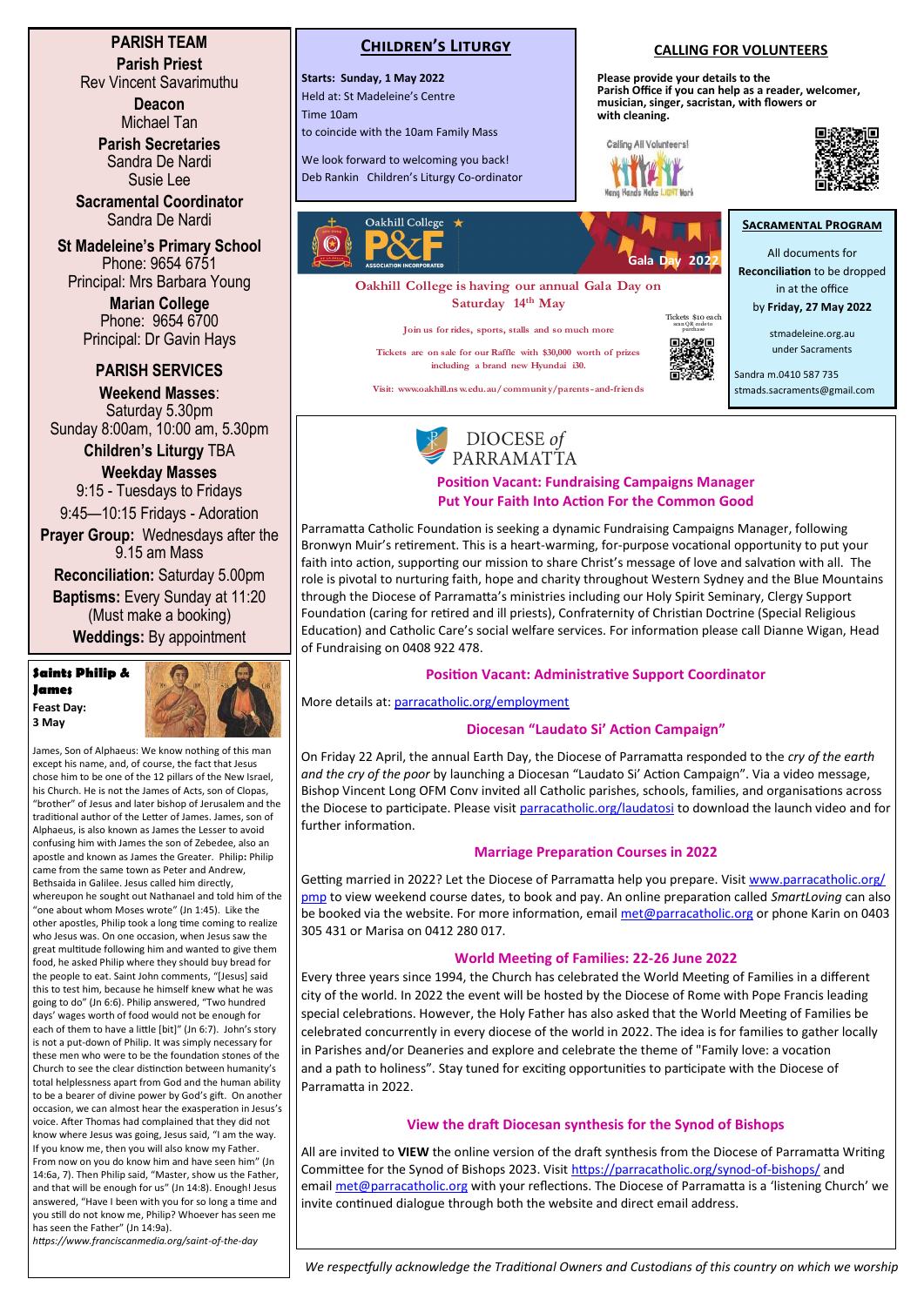## PARISH TEAM

**Parish Priest**
Rev Vincent Savarimuthu

**Deacon**
Michael Tan

**Parish Secretaries**
Sandra De Nardi
Susie Lee

**Sacramental Coordinator**
Sandra De Nardi

**St Madeleine's Primary School**
Phone: 9654 6751
Principal: Mrs Barbara Young

**Marian College**
Phone: 9654 6700
Principal: Dr Gavin Hays

## PARISH SERVICES

**Weekend Masses**:
Saturday 5.30pm
Sunday 8:00am, 10:00 am, 5.30pm

**Children's Liturgy** TBA

**Weekday Masses**
9:15 - Tuesdays to Fridays
9:45—10:15 Fridays - Adoration

**Prayer Group:** Wednesdays after the 9.15 am Mass

**Reconciliation:** Saturday 5.00pm

**Baptisms:** Every Sunday at 11:20 (Must make a booking)

**Weddings:** By appointment

### Saints Philip & James

**Feast Day: 3 May**

James, Son of Alphaeus: We know nothing of this man except his name, and, of course, the fact that Jesus chose him to be one of the 12 pillars of the New Israel, his Church. He is not the James of Acts, son of Clopas, "brother" of Jesus and later bishop of Jerusalem and the traditional author of the Letter of James. James, son of Alphaeus, is also known as James the Lesser to avoid confusing him with James the son of Zebedee, also an apostle and known as James the Greater. Philip: Philip came from the same town as Peter and Andrew, Bethsaida in Galilee. Jesus called him directly, whereupon he sought out Nathanael and told him of the "one about whom Moses wrote" (Jn 1:45). Like the other apostles, Philip took a long time coming to realize who Jesus was. On one occasion, when Jesus saw the great multitude following him and wanted to give them food, he asked Philip where they should buy bread for the people to eat. Saint John comments, "[Jesus] said this to test him, because he himself knew what he was going to do" (Jn 6:6). Philip answered, "Two hundred days' wages worth of food would not be enough for each of them to have a little [bit]" (Jn 6:7). John's story is not a put-down of Philip. It was simply necessary for these men who were to be the foundation stones of the Church to see the clear distinction between humanity's total helplessness apart from God and the human ability to be a bearer of divine power by God's gift. On another occasion, we can almost hear the exasperation in Jesus's voice. After Thomas had complained that they did not know where Jesus was going, Jesus said, "I am the way. If you know me, then you will also know my Father. From now on you do know him and have seen him" (Jn 14:6a, 7). Then Philip said, "Master, show us the Father, and that will be enough for us" (Jn 14:8). Enough! Jesus answered, "Have I been with you for so long a time and you still do not know me, Philip? Whoever has seen me has seen the Father" (Jn 14:9a).

*https://www.franciscanmedia.org/saint-of-the-day*

## CHILDREN'S LITURGY

**Starts: Sunday, 1 May 2022**
Held at: St Madeleine's Centre
Time 10am
to coincide with the 10am Family Mass

We look forward to welcoming you back!
Deb Rankin Children's Liturgy Co-ordinator

## CALLING FOR VOLUNTEERS

**Please provide your details to the Parish Office if you can help as a reader, welcomer, musician, singer, sacristan, with flowers or with cleaning.**

Calling All Volunteers!
Many Hands Make Light Work

## Oakhill College P&F — Gala Day 2022

**Oakhill College is having our annual Gala Day on Saturday 14th May**

Join us for rides, sports, stalls and so much more

Tickets are on sale for our Raffle with $30,000 worth of prizes including a brand new Hyundai i30.

Tickets $10 each scan QR code to purchase

Visit: www.oakhill.nsw.edu.au/community/parents-and-friends

## SACRAMENTAL PROGRAM

All documents for **Reconciliation** to be dropped in at the office by **Friday, 27 May 2022**

stmadeleine.org.au under Sacraments

Sandra m.0410 587 735
stmads.sacraments@gmail.com

## DIOCESE of PARRAMATTA

### Position Vacant: Fundraising Campaigns Manager
### Put Your Faith Into Action For the Common Good

Parramatta Catholic Foundation is seeking a dynamic Fundraising Campaigns Manager, following Bronwyn Muir's retirement. This is a heart-warming, for-purpose vocational opportunity to put your faith into action, supporting our mission to share Christ's message of love and salvation with all. The role is pivotal to nurturing faith, hope and charity throughout Western Sydney and the Blue Mountains through the Diocese of Parramatta's ministries including our Holy Spirit Seminary, Clergy Support Foundation (caring for retired and ill priests), Confraternity of Christian Doctrine (Special Religious Education) and Catholic Care's social welfare services. For information please call Dianne Wigan, Head of Fundraising on 0408 922 478.

### Position Vacant: Administrative Support Coordinator

More details at: parracatholic.org/employment

### Diocesan "Laudato Si' Action Campaign"

On Friday 22 April, the annual Earth Day, the Diocese of Parramatta responded to the *cry of the earth and the cry of the poor* by launching a Diocesan "Laudato Si' Action Campaign". Via a video message, Bishop Vincent Long OFM Conv invited all Catholic parishes, schools, families, and organisations across the Diocese to participate. Please visit parracatholic.org/laudatosi to download the launch video and for further information.

### Marriage Preparation Courses in 2022

Getting married in 2022? Let the Diocese of Parramatta help you prepare. Visit www.parracatholic.org/pmp to view weekend course dates, to book and pay. An online preparation called *SmartLoving* can also be booked via the website. For more information, email met@parracatholic.org or phone Karin on 0403 305 431 or Marisa on 0412 280 017.

### World Meeting of Families: 22-26 June 2022

Every three years since 1994, the Church has celebrated the World Meeting of Families in a different city of the world. In 2022 the event will be hosted by the Diocese of Rome with Pope Francis leading special celebrations. However, the Holy Father has also asked that the World Meeting of Families be celebrated concurrently in every diocese of the world in 2022. The idea is for families to gather locally in Parishes and/or Deaneries and explore and celebrate the theme of "Family love: a vocation and a path to holiness". Stay tuned for exciting opportunities to participate with the Diocese of Parramatta in 2022.

### View the draft Diocesan synthesis for the Synod of Bishops

All are invited to **VIEW** the online version of the draft synthesis from the Diocese of Parramatta Writing Committee for the Synod of Bishops 2023. Visit https://parracatholic.org/synod-of-bishops/ and email met@parracatholic.org with your reflections. The Diocese of Parramatta is a 'listening Church' we invite continued dialogue through both the website and direct email address.

*We respectfully acknowledge the Traditional Owners and Custodians of this country on which we worship*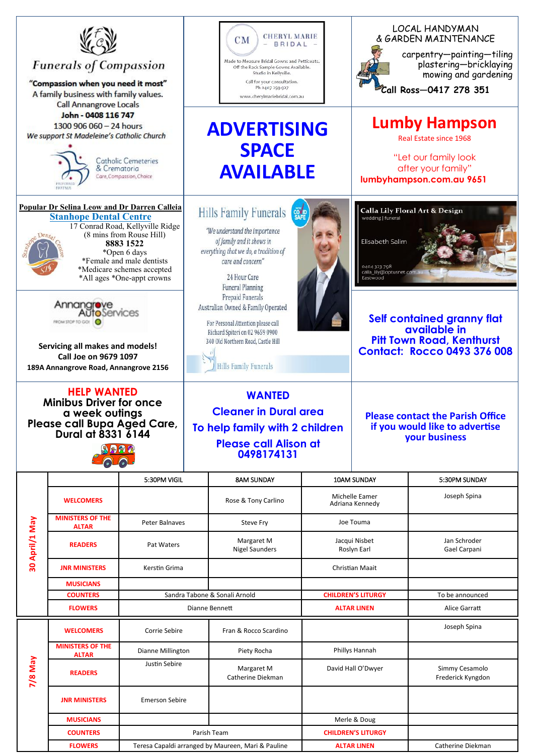**Funerals of Compassion**

"Compassion when you need it most"
A family business with family values.
Call Annangrove Locals
**John - 0408 116 747**
1300 906 060 – 24 hours
*We support St Madeleine's Catholic Church*

Catholic Cemeteries & Crematoria
Care, Compassion, Choice

CHERYL MARIE BRIDAL
Made to Measure Bridal Gowns and Petticoats. Off the Rack Sample Gowns Available. Studio in Kellyville.
Call for your consultation. Ph 0407 259 927
www.cherylmariebridal.com.au

LOCAL HANDYMAN & GARDEN MAINTENANCE
carpentry—painting—tiling
plastering—bricklaying
mowing and gardening
**Call Ross—0417 278 351**

# ADVERTISING SPACE AVAILABLE

## Lumby Hampson
Real Estate since 1968
"Let our family look after your family"
**lumbyhampson.com.au 9651**

**Popular Dr Selina Leow and Dr Darren Calleia**
**Stanhope Dental Centre**
17 Conrad Road, Kellyville Ridge
(8 mins from Rouse Hill)
**8883 1522**
*Open 6 days
*Female and male dentists
*Medicare schemes accepted
*All ages *One-appt crowns

Hills Family Funerals
*"We understand the importance of family and it shows in everything that we do, a tradition of care and concern"*
24 Hour Care
Funeral Planning
Prepaid Funerals
Australian Owned & Family Operated
For Personal Attention please call Richard Spiteri on 02 9659 0900
340 Old Northern Road, Castle Hill

Calla Lily Floral Art & Design
wedding | funeral
Elisabeth Salim
0404 323 798
calla_lily@optusnet.com.au
Eastwood

Annangrove AutoServices
FROM STOP TO GO!
**Servicing all makes and models!**
**Call Joe on 9679 1097**
**189A Annangrove Road, Annangrove 2156**

**Self contained granny flat available in Pitt Town Road, Kenthurst**
**Contact: Rocco 0493 376 008**

**HELP WANTED**
**Minibus Driver for once a week outings**
**Please call Bupa Aged Care, Dural at 8331 6144**

**WANTED**
**Cleaner in Dural area**
**To help family with 2 children**
**Please call Alison at 0498174131**

**Please contact the Parish Office if you would like to advertise your business**

| | | 5:30PM VIGIL | 8AM SUNDAY | 10AM SUNDAY | 5:30PM SUNDAY |
|---|---|---|---|---|---|
| **30 April/1 May** | **WELCOMERS** | | Rose & Tony Carlino | Michelle Eamer<br>Adriana Kennedy | Joseph Spina |
| | **MINISTERS OF THE ALTAR** | Peter Balnaves | Steve Fry | Joe Touma | |
| | **READERS** | Pat Waters | Margaret M<br>Nigel Saunders | Jacqui Nisbet<br>Roslyn Earl | Jan Schroder<br>Gael Carpani |
| | **JNR MINISTERS** | Kerstin Grima | | Christian Maait | |
| | **MUSICIANS** | | | | |
| | **COUNTERS** | Sandra Tabone & Sonali Arnold | | **CHILDREN'S LITURGY** | To be announced |
| | **FLOWERS** | Dianne Bennett | | **ALTAR LINEN** | Alice Garratt |

| | | | | | |
|---|---|---|---|---|---|
| **7/8 May** | **WELCOMERS** | Corrie Sebire | Fran & Rocco Scardino | | Joseph Spina |
| | **MINISTERS OF THE ALTAR** | Dianne Millington | Piety Rocha | Phillys Hannah | |
| | **READERS** | Justin Sebire | Margaret M<br>Catherine Diekman | David Hall O'Dwyer | Simmy Cesamolo<br>Frederick Kyngdon |
| | **JNR MINISTERS** | Emerson Sebire | | | |
| | **MUSICIANS** | | | Merle & Doug | |
| | **COUNTERS** | Parish Team | | **CHILDREN'S LITURGY** | |
| | **FLOWERS** | Teresa Capaldi arranged by Maureen, Mari & Pauline | | **ALTAR LINEN** | Catherine Diekman |